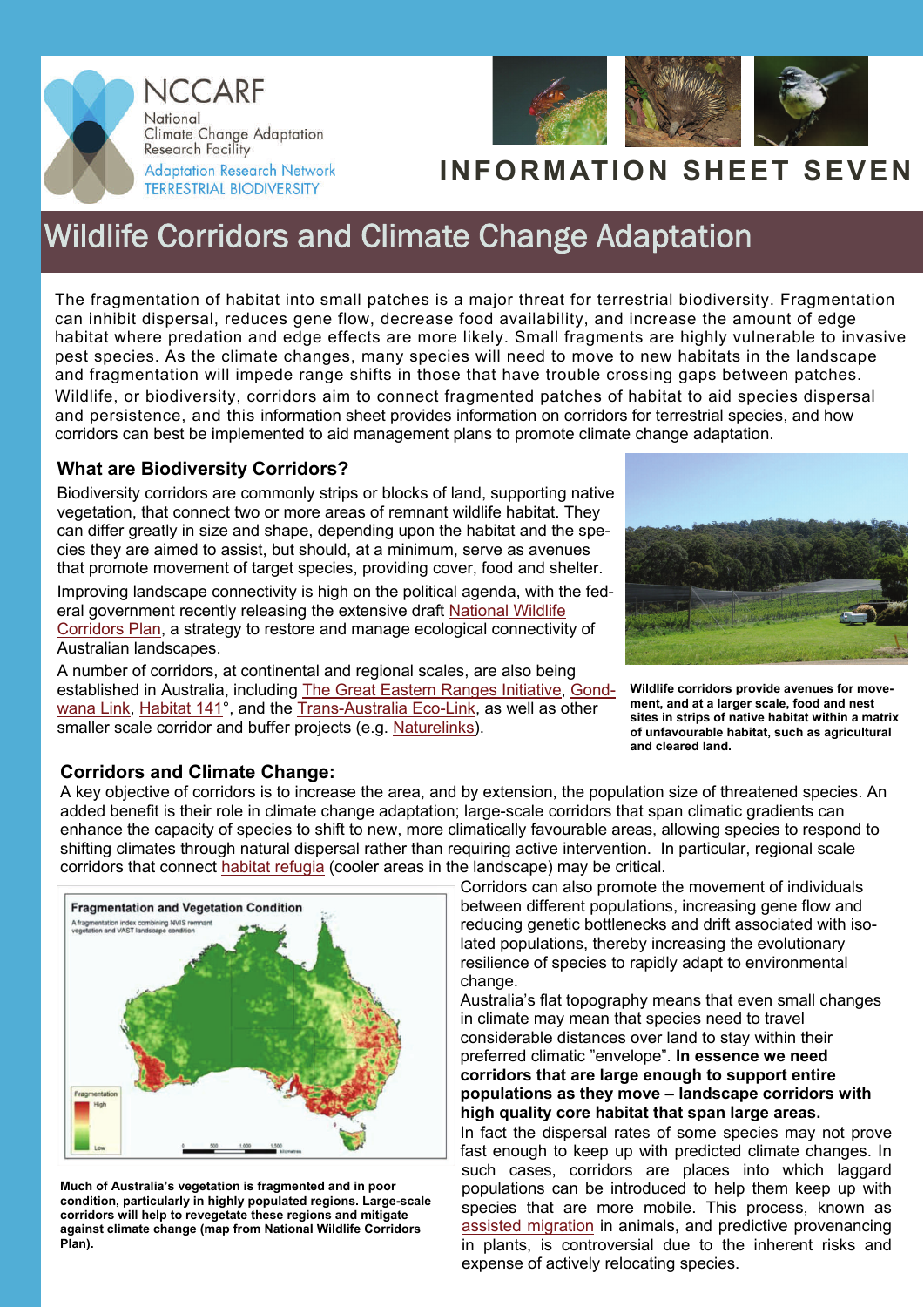NCCARF

National Climate Change Adaptation Research Facility

Adaptation Research Network TERRESTRIAL BIODIVERSITY

INFORMATION SHEET SEVEN

# Wildlife Corridors and Climate Change Adaptation

The fragmentation of habitat into small patches is a major threat for terrestrial biodiversity. Fragmentation can inhibit dispersal, reduces gene flow, decrease food availability, and increase the amount of edge habitat where predation and edge effects are more likely. Small fragments are highly vulnerable to invasive pest species. As the climate changes, many species will need to move to new habitats in the landscape and fragmentation will impede range shifts in those that have trouble crossing gaps between patches. Wildlife, or biodiversity, corridors aim to connect fragmented patches of habitat to aid species dispersal and persistence, and this information sheet provides information on corridors for terrestrial species, and how corridors can best be implemented to aid management plans to promote climate change adaptation.

## What are Biodiversity Corridors?

Biodiversity corridors are commonly strips or blocks of land, supporting native vegetation, that connect two or more areas of remnant wildlife habitat. They can differ greatly in size and shape, depending upon the habitat and the species they are aimed to assist, but should, at a minimum, serve as avenues that promote movement of target species, providing cover, food and shelter.

Improving landscape connectivity is high on the political agenda, with the federal government recently releasing the extensive draft National Wildlife Corridors Plan, a strategy to restore and manage ecological connectivity of Australian landscapes.

A number of corridors, at continental and regional scales, are also being established in Australia, including The Great Eastern Ranges Initiative, Gondwana Link, Habitat 141°, and the Trans-Australia Eco-Link, as well as other smaller scale corridor and buffer projects (e.g. Naturelinks).

**Wildlife corridors provide avenues for movement, and at a larger scale, food and nest sites in strips of native habitat within a matrix of unfavourable habitat, such as agricultural and cleared land.**

## Corridors and Climate Change:

A key objective of corridors is to increase the area, and by extension, the population size of threatened species. An added benefit is their role in climate change adaptation; large-scale corridors that span climatic gradients can enhance the capacity of species to shift to new, more climatically favourable areas, allowing species to respond to shifting climates through natural dispersal rather than requiring active intervention. In particular, regional scale corridors that connect habitat refugia (cooler areas in the landscape) may be critical.

Corridors can also promote the movement of individuals between different populations, increasing gene flow and reducing genetic bottlenecks and drift associated with isolated populations, thereby increasing the evolutionary resilience of species to rapidly adapt to environmental change.

Australia's flat topography means that even small changes in climate may mean that species need to travel considerable distances over land to stay within their preferred climatic "envelope". **In essence we need corridors that are large enough to support entire populations as they move – landscape corridors with high quality core habitat that span large areas.**

In fact the dispersal rates of some species may not prove fast enough to keep up with predicted climate changes. In such cases, corridors are places into which laggard populations can be introduced to help them keep up with species that are more mobile. This process, known as assisted migration in animals, and predictive provenancing in plants, is controversial due to the inherent risks and expense of actively relocating species.

Fragmentation and Vegetation Condition

A fragmentation index combining NVIS remnant vegetation and VAST landscape condition

**Much of Australia's vegetation is fragmented and in poor condition, particularly in highly populated regions. Large-scale corridors will help to revegetate these regions and mitigate against climate change (map from National Wildlife Corridors Plan).**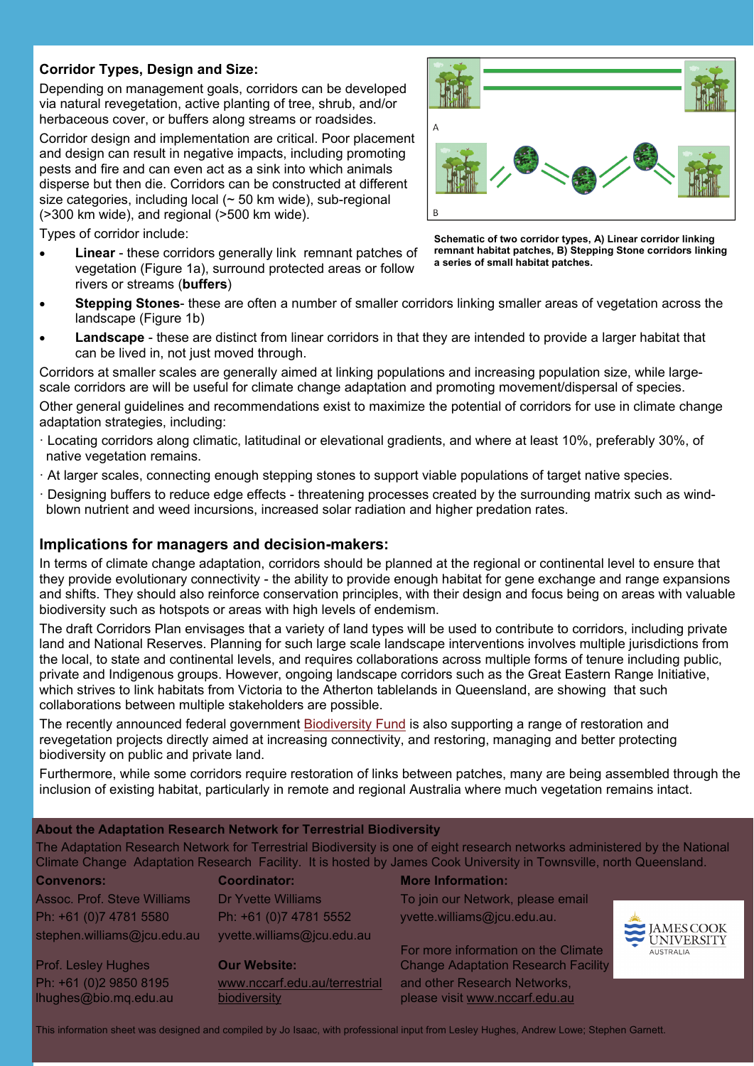## Corridor Types, Design and Size:

Depending on management goals, corridors can be developed via natural revegetation, active planting of tree, shrub, and/or herbaceous cover, or buffers along streams or roadsides.

Corridor design and implementation are critical. Poor placement and design can result in negative impacts, including promoting pests and fire and can even act as a sink into which animals disperse but then die. Corridors can be constructed at different size categories, including local (~ 50 km wide), sub-regional (>300 km wide), and regional (>500 km wide).

A

B

**Schematic of two corridor types, A) Linear corridor linking remnant habitat patches, B) Stepping Stone corridors linking a series of small habitat patches.**

Types of corridor include:

- **Linear** - these corridors generally link remnant patches of vegetation (Figure 1a), surround protected areas or follow rivers or streams (**buffers**)
- **Stepping Stones**- these are often a number of smaller corridors linking smaller areas of vegetation across the landscape (Figure 1b)
- **Landscape** - these are distinct from linear corridors in that they are intended to provide a larger habitat that can be lived in, not just moved through.

Corridors at smaller scales are generally aimed at linking populations and increasing population size, while large-scale corridors are will be useful for climate change adaptation and promoting movement/dispersal of species.

Other general guidelines and recommendations exist to maximize the potential of corridors for use in climate change adaptation strategies, including:

- Locating corridors along climatic, latitudinal or elevational gradients, and where at least 10%, preferably 30%, of native vegetation remains.
- At larger scales, connecting enough stepping stones to support viable populations of target native species.
- Designing buffers to reduce edge effects - threatening processes created by the surrounding matrix such as wind-blown nutrient and weed incursions, increased solar radiation and higher predation rates.

## Implications for managers and decision-makers:

In terms of climate change adaptation, corridors should be planned at the regional or continental level to ensure that they provide evolutionary connectivity - the ability to provide enough habitat for gene exchange and range expansions and shifts. They should also reinforce conservation principles, with their design and focus being on areas with valuable biodiversity such as hotspots or areas with high levels of endemism.

The draft Corridors Plan envisages that a variety of land types will be used to contribute to corridors, including private land and National Reserves. Planning for such large scale landscape interventions involves multiple jurisdictions from the local, to state and continental levels, and requires collaborations across multiple forms of tenure including public, private and Indigenous groups. However, ongoing landscape corridors such as the Great Eastern Range Initiative, which strives to link habitats from Victoria to the Atherton tablelands in Queensland, are showing that such collaborations between multiple stakeholders are possible.

The recently announced federal government Biodiversity Fund is also supporting a range of restoration and revegetation projects directly aimed at increasing connectivity, and restoring, managing and better protecting biodiversity on public and private land.

Furthermore, while some corridors require restoration of links between patches, many are being assembled through the inclusion of existing habitat, particularly in remote and regional Australia where much vegetation remains intact.

### About the Adaptation Research Network for Terrestrial Biodiversity

The Adaptation Research Network for Terrestrial Biodiversity is one of eight research networks administered by the National Climate Change Adaptation Research Facility. It is hosted by James Cook University in Townsville, north Queensland.

**Convenors:**

Assoc. Prof. Steve Williams
Ph: +61 (0)7 4781 5580
stephen.williams@jcu.edu.au

Prof. Lesley Hughes
Ph: +61 (0)2 9850 8195
lhughes@bio.mq.edu.au

**Coordinator:**

Dr Yvette Williams
Ph: +61 (0)7 4781 5552
yvette.williams@jcu.edu.au

**Our Website:**

www.nccarf.edu.au/terrestrial biodiversity

**More Information:**

To join our Network, please email yvette.williams@jcu.edu.au.

For more information on the Climate Change Adaptation Research Facility and other Research Networks, please visit www.nccarf.edu.au

JAMES COOK UNIVERSITY AUSTRALIA

This information sheet was designed and compiled by Jo Isaac, with professional input from Lesley Hughes, Andrew Lowe; Stephen Garnett.